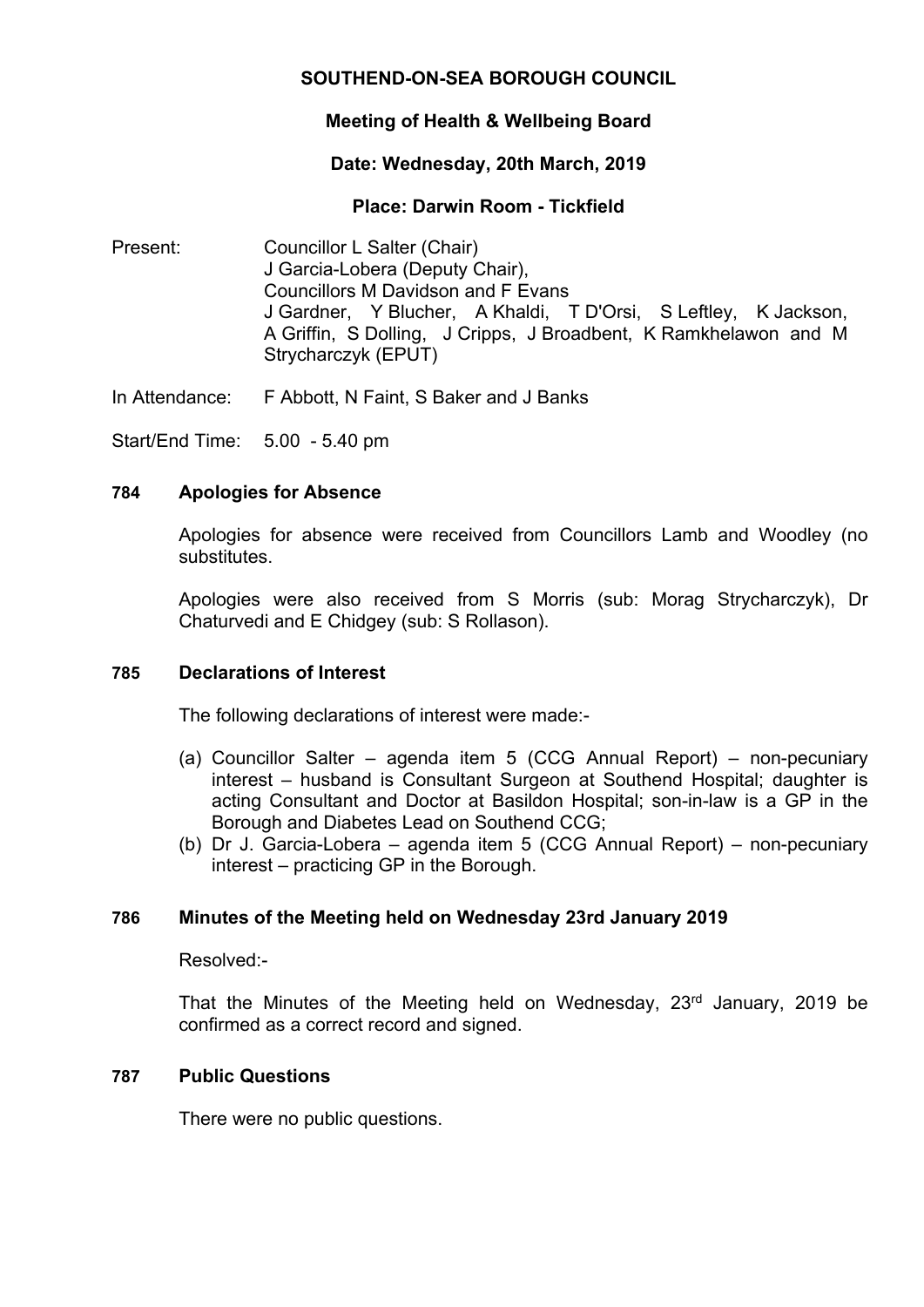**SOUTHEND-ON-SEA BOROUGH COUNCIL**

**Meeting of Health & Wellbeing Board**

**Date: Wednesday, 20th March, 2019**

**Place: Darwin Room - Tickfield**

Present: Councillor L Salter (Chair)
J Garcia-Lobera (Deputy Chair),
Councillors M Davidson and F Evans
J Gardner, Y Blucher, A Khaldi, T D'Orsi, S Leftley, K Jackson, A Griffin, S Dolling, J Cripps, J Broadbent, K Ramkhelawon and M Strycharczyk (EPUT)

In Attendance: F Abbott, N Faint, S Baker and J Banks

Start/End Time: 5.00 - 5.40 pm

## 784 Apologies for Absence

Apologies for absence were received from Councillors Lamb and Woodley (no substitutes.

Apologies were also received from S Morris (sub: Morag Strycharczyk), Dr Chaturvedi and E Chidgey (sub: S Rollason).

## 785 Declarations of Interest

The following declarations of interest were made:-

(a) Councillor Salter – agenda item 5 (CCG Annual Report) – non-pecuniary interest – husband is Consultant Surgeon at Southend Hospital; daughter is acting Consultant and Doctor at Basildon Hospital; son-in-law is a GP in the Borough and Diabetes Lead on Southend CCG;
(b) Dr J. Garcia-Lobera – agenda item 5 (CCG Annual Report) – non-pecuniary interest – practicing GP in the Borough.

## 786 Minutes of the Meeting held on Wednesday 23rd January 2019

Resolved:-

That the Minutes of the Meeting held on Wednesday, 23rd January, 2019 be confirmed as a correct record and signed.

## 787 Public Questions

There were no public questions.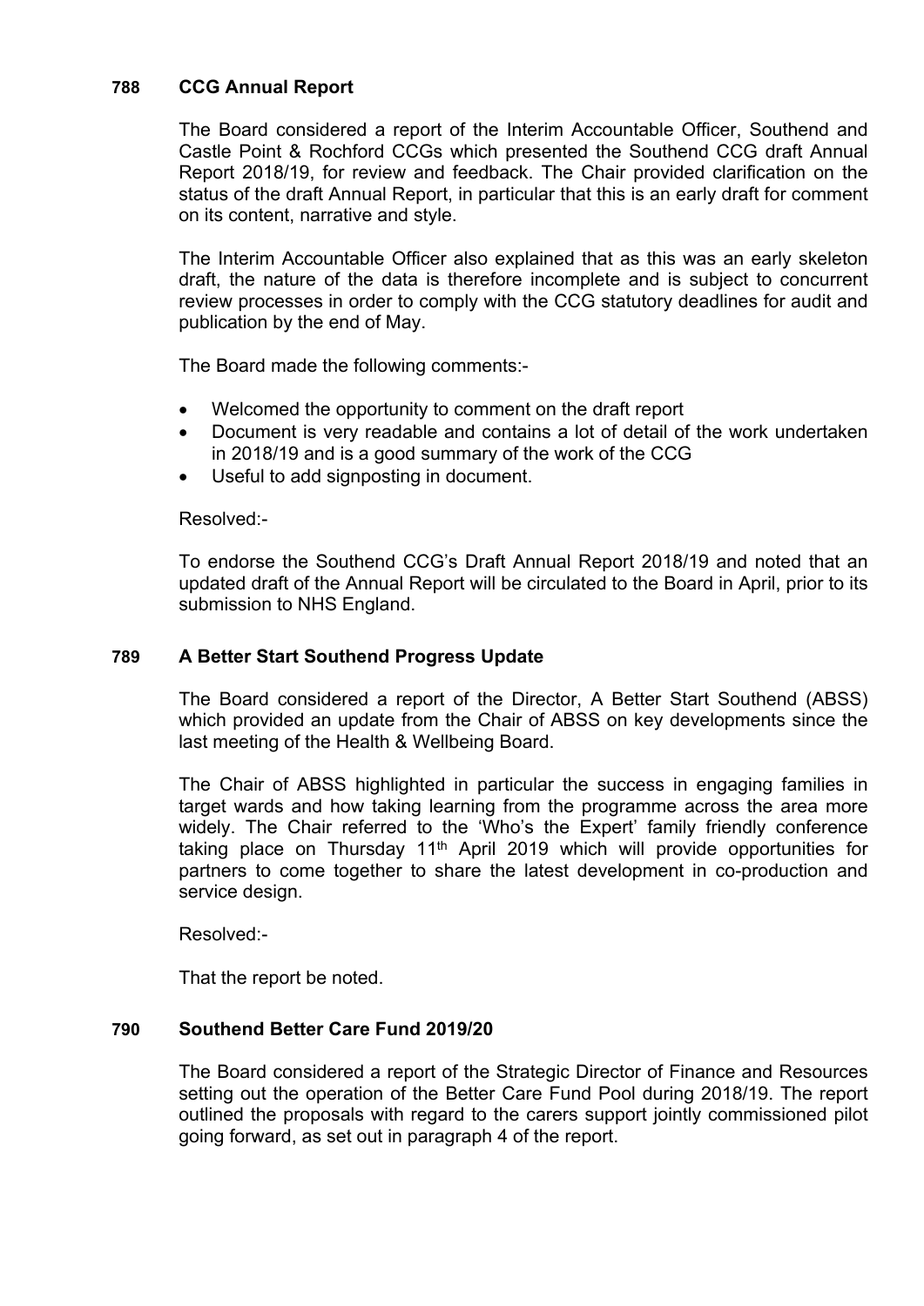## 788 CCG Annual Report

The Board considered a report of the Interim Accountable Officer, Southend and Castle Point & Rochford CCGs which presented the Southend CCG draft Annual Report 2018/19, for review and feedback. The Chair provided clarification on the status of the draft Annual Report, in particular that this is an early draft for comment on its content, narrative and style.

The Interim Accountable Officer also explained that as this was an early skeleton draft, the nature of the data is therefore incomplete and is subject to concurrent review processes in order to comply with the CCG statutory deadlines for audit and publication by the end of May.

The Board made the following comments:-

- Welcomed the opportunity to comment on the draft report
- Document is very readable and contains a lot of detail of the work undertaken in 2018/19 and is a good summary of the work of the CCG
- Useful to add signposting in document.

Resolved:-

To endorse the Southend CCG's Draft Annual Report 2018/19 and noted that an updated draft of the Annual Report will be circulated to the Board in April, prior to its submission to NHS England.

## 789 A Better Start Southend Progress Update

The Board considered a report of the Director, A Better Start Southend (ABSS) which provided an update from the Chair of ABSS on key developments since the last meeting of the Health & Wellbeing Board.

The Chair of ABSS highlighted in particular the success in engaging families in target wards and how taking learning from the programme across the area more widely. The Chair referred to the 'Who's the Expert' family friendly conference taking place on Thursday 11th April 2019 which will provide opportunities for partners to come together to share the latest development in co-production and service design.

Resolved:-

That the report be noted.

## 790 Southend Better Care Fund 2019/20

The Board considered a report of the Strategic Director of Finance and Resources setting out the operation of the Better Care Fund Pool during 2018/19. The report outlined the proposals with regard to the carers support jointly commissioned pilot going forward, as set out in paragraph 4 of the report.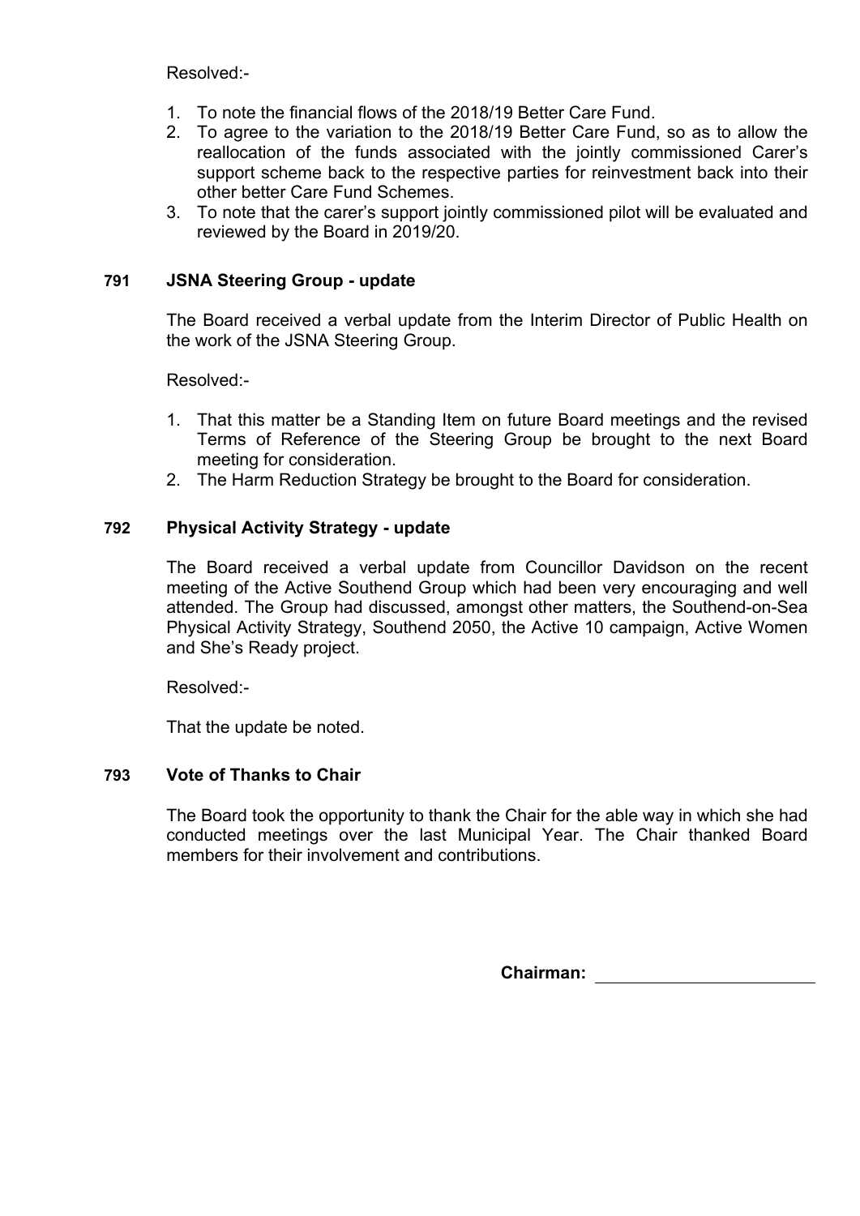Resolved:-

1. To note the financial flows of the 2018/19 Better Care Fund.
2. To agree to the variation to the 2018/19 Better Care Fund, so as to allow the reallocation of the funds associated with the jointly commissioned Carer's support scheme back to the respective parties for reinvestment back into their other better Care Fund Schemes.
3. To note that the carer's support jointly commissioned pilot will be evaluated and reviewed by the Board in 2019/20.

### 791 JSNA Steering Group - update

The Board received a verbal update from the Interim Director of Public Health on the work of the JSNA Steering Group.

Resolved:-

1. That this matter be a Standing Item on future Board meetings and the revised Terms of Reference of the Steering Group be brought to the next Board meeting for consideration.
2. The Harm Reduction Strategy be brought to the Board for consideration.

### 792 Physical Activity Strategy - update

The Board received a verbal update from Councillor Davidson on the recent meeting of the Active Southend Group which had been very encouraging and well attended. The Group had discussed, amongst other matters, the Southend-on-Sea Physical Activity Strategy, Southend 2050, the Active 10 campaign, Active Women and She's Ready project.

Resolved:-

That the update be noted.

### 793 Vote of Thanks to Chair

The Board took the opportunity to thank the Chair for the able way in which she had conducted meetings over the last Municipal Year. The Chair thanked Board members for their involvement and contributions.

**Chairman:** ______________________